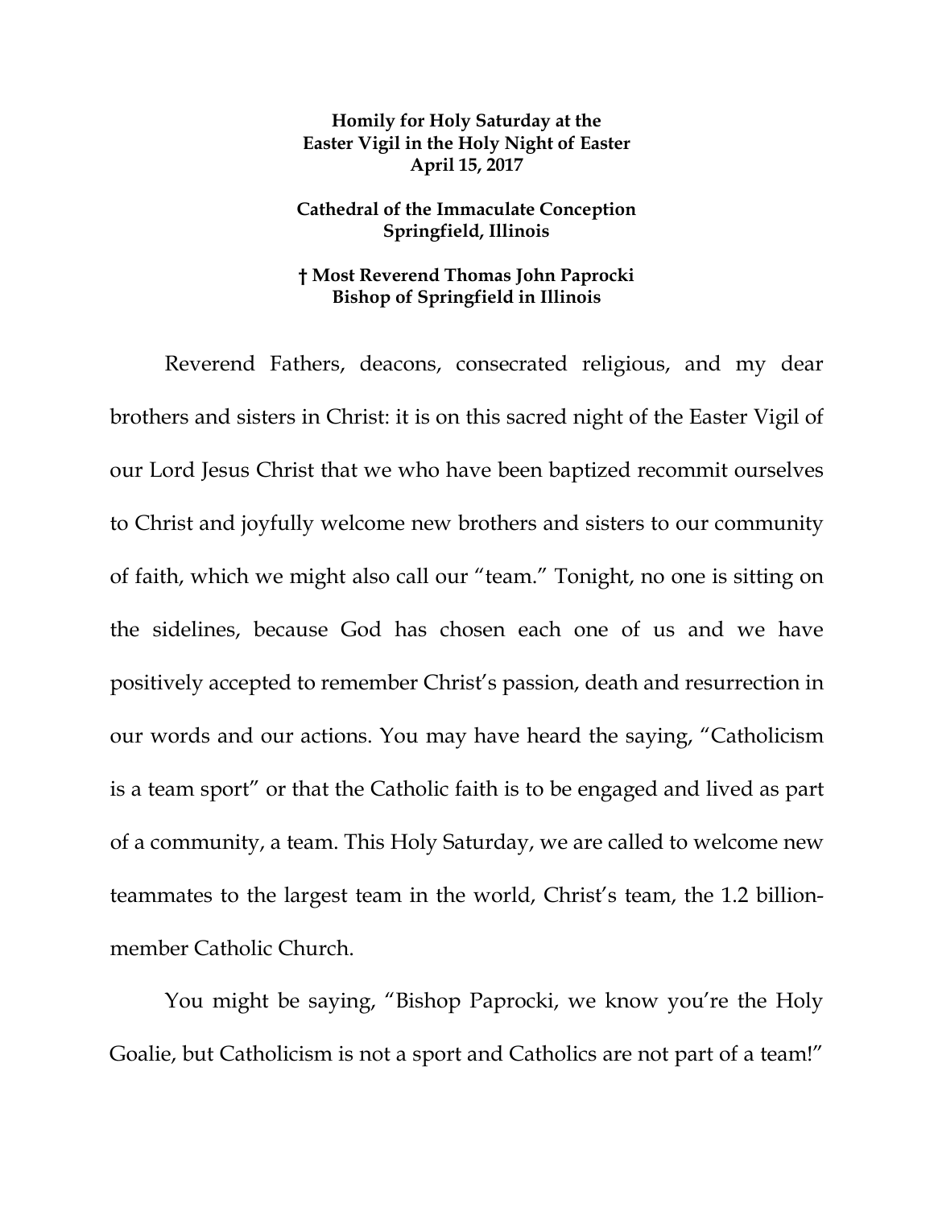**Homily for Holy Saturday at the Easter Vigil in the Holy Night of Easter April 15, 2017**

**Cathedral of the Immaculate Conception Springfield, Illinois**

**† Most Reverend Thomas John Paprocki Bishop of Springfield in Illinois**

Reverend Fathers, deacons, consecrated religious, and my dear brothers and sisters in Christ: it is on this sacred night of the Easter Vigil of our Lord Jesus Christ that we who have been baptized recommit ourselves to Christ and joyfully welcome new brothers and sisters to our community of faith, which we might also call our "team." Tonight, no one is sitting on the sidelines, because God has chosen each one of us and we have positively accepted to remember Christ's passion, death and resurrection in our words and our actions. You may have heard the saying, "Catholicism is a team sport" or that the Catholic faith is to be engaged and lived as part of a community, a team. This Holy Saturday, we are called to welcome new teammates to the largest team in the world, Christ's team, the 1.2 billion-member Catholic Church.

You might be saying, "Bishop Paprocki, we know you're the Holy Goalie, but Catholicism is not a sport and Catholics are not part of a team!"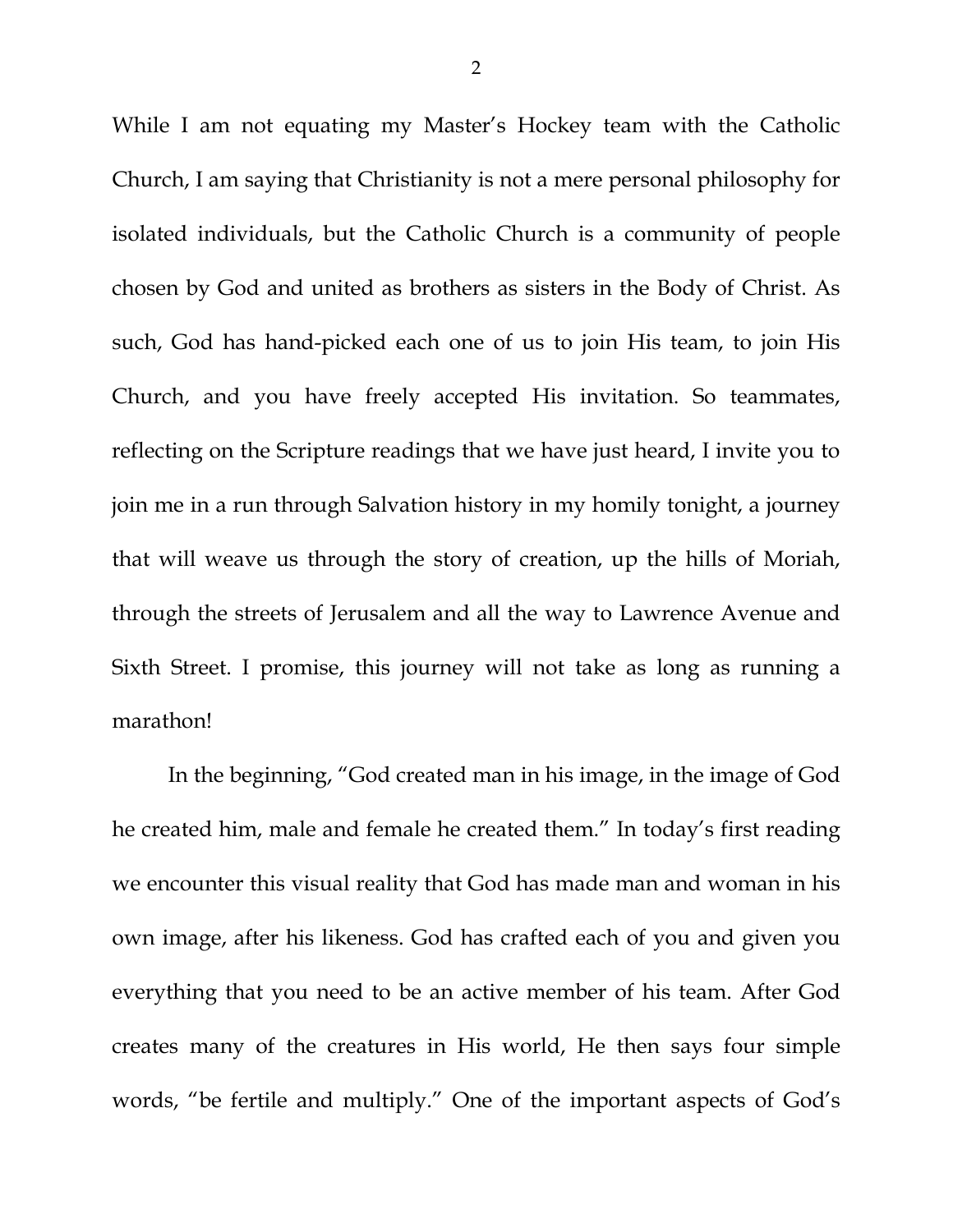While I am not equating my Master's Hockey team with the Catholic Church, I am saying that Christianity is not a mere personal philosophy for isolated individuals, but the Catholic Church is a community of people chosen by God and united as brothers as sisters in the Body of Christ. As such, God has hand-picked each one of us to join His team, to join His Church, and you have freely accepted His invitation. So teammates, reflecting on the Scripture readings that we have just heard, I invite you to join me in a run through Salvation history in my homily tonight, a journey that will weave us through the story of creation, up the hills of Moriah, through the streets of Jerusalem and all the way to Lawrence Avenue and Sixth Street. I promise, this journey will not take as long as running a marathon!

In the beginning, "God created man in his image, in the image of God he created him, male and female he created them." In today's first reading we encounter this visual reality that God has made man and woman in his own image, after his likeness. God has crafted each of you and given you everything that you need to be an active member of his team. After God creates many of the creatures in His world, He then says four simple words, "be fertile and multiply." One of the important aspects of God's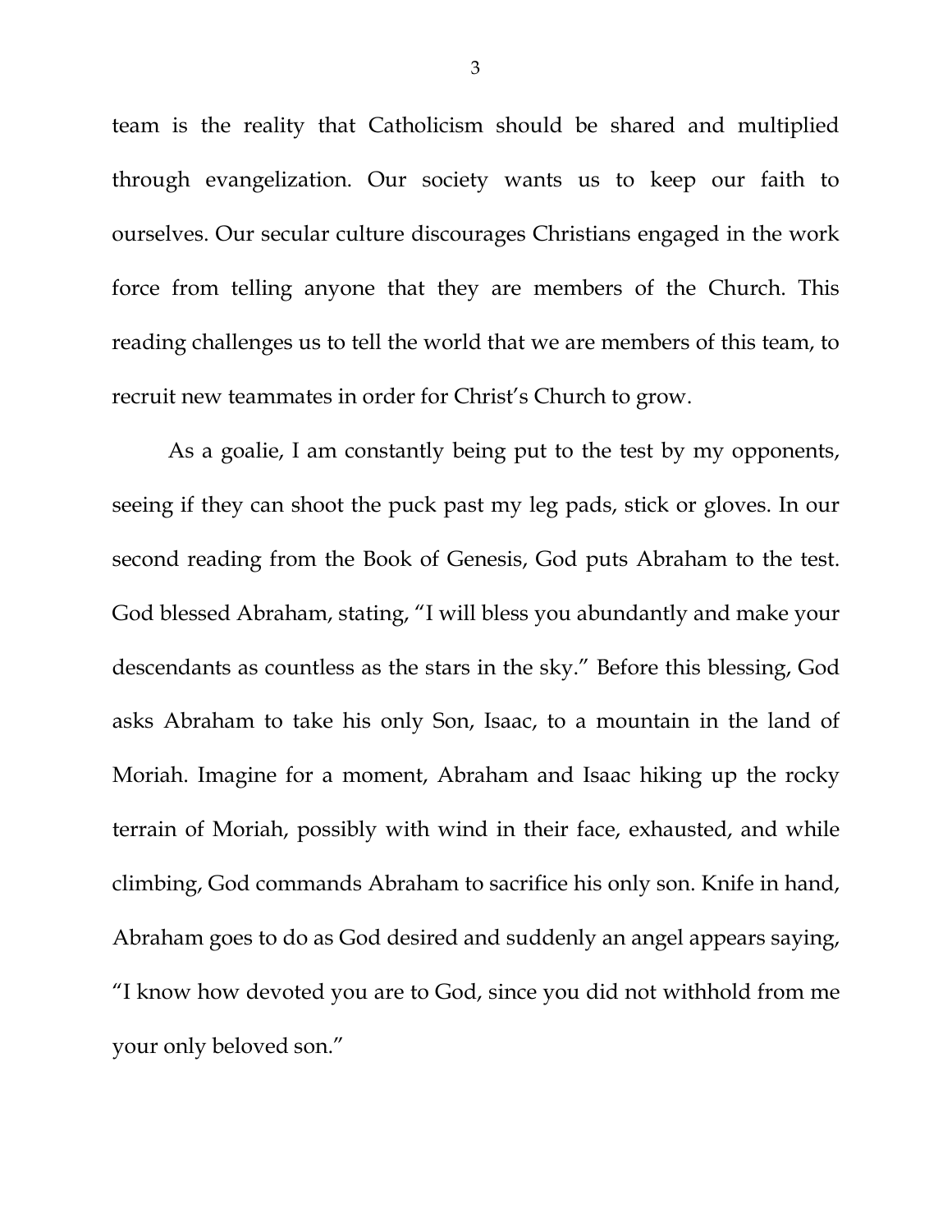team is the reality that Catholicism should be shared and multiplied through evangelization. Our society wants us to keep our faith to ourselves. Our secular culture discourages Christians engaged in the work force from telling anyone that they are members of the Church. This reading challenges us to tell the world that we are members of this team, to recruit new teammates in order for Christ's Church to grow.

As a goalie, I am constantly being put to the test by my opponents, seeing if they can shoot the puck past my leg pads, stick or gloves. In our second reading from the Book of Genesis, God puts Abraham to the test. God blessed Abraham, stating, "I will bless you abundantly and make your descendants as countless as the stars in the sky." Before this blessing, God asks Abraham to take his only Son, Isaac, to a mountain in the land of Moriah. Imagine for a moment, Abraham and Isaac hiking up the rocky terrain of Moriah, possibly with wind in their face, exhausted, and while climbing, God commands Abraham to sacrifice his only son. Knife in hand, Abraham goes to do as God desired and suddenly an angel appears saying, "I know how devoted you are to God, since you did not withhold from me your only beloved son."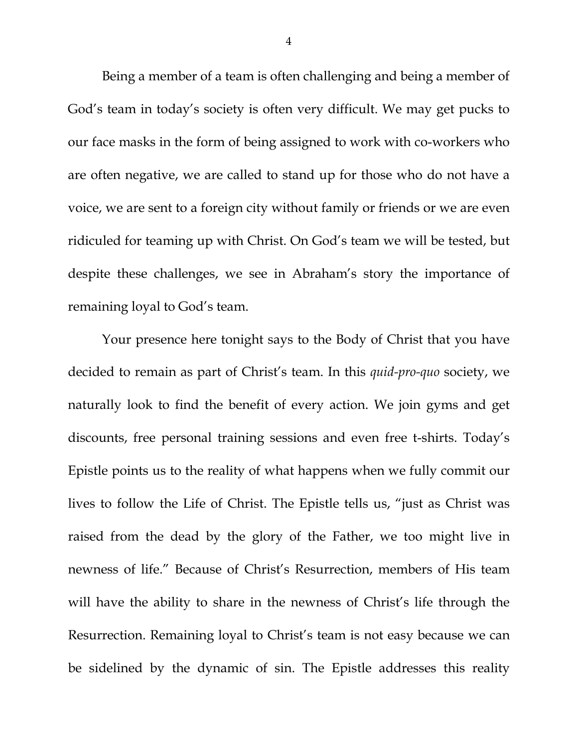Being a member of a team is often challenging and being a member of God's team in today's society is often very difficult. We may get pucks to our face masks in the form of being assigned to work with co-workers who are often negative, we are called to stand up for those who do not have a voice, we are sent to a foreign city without family or friends or we are even ridiculed for teaming up with Christ. On God's team we will be tested, but despite these challenges, we see in Abraham's story the importance of remaining loyal to God's team.

Your presence here tonight says to the Body of Christ that you have decided to remain as part of Christ's team. In this *quid-pro-quo* society, we naturally look to find the benefit of every action. We join gyms and get discounts, free personal training sessions and even free t-shirts. Today's Epistle points us to the reality of what happens when we fully commit our lives to follow the Life of Christ. The Epistle tells us, "just as Christ was raised from the dead by the glory of the Father, we too might live in newness of life." Because of Christ's Resurrection, members of His team will have the ability to share in the newness of Christ's life through the Resurrection. Remaining loyal to Christ's team is not easy because we can be sidelined by the dynamic of sin. The Epistle addresses this reality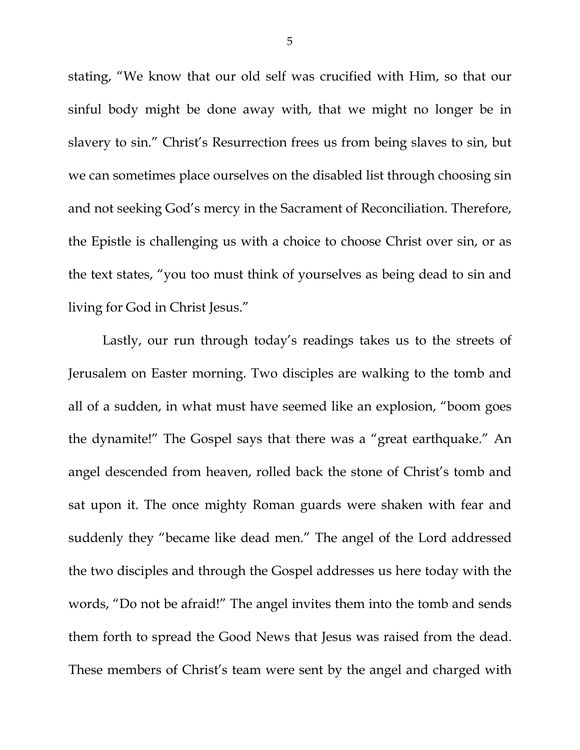stating, "We know that our old self was crucified with Him, so that our sinful body might be done away with, that we might no longer be in slavery to sin." Christ's Resurrection frees us from being slaves to sin, but we can sometimes place ourselves on the disabled list through choosing sin and not seeking God's mercy in the Sacrament of Reconciliation. Therefore, the Epistle is challenging us with a choice to choose Christ over sin, or as the text states, "you too must think of yourselves as being dead to sin and living for God in Christ Jesus."

Lastly, our run through today's readings takes us to the streets of Jerusalem on Easter morning. Two disciples are walking to the tomb and all of a sudden, in what must have seemed like an explosion, "boom goes the dynamite!" The Gospel says that there was a "great earthquake." An angel descended from heaven, rolled back the stone of Christ's tomb and sat upon it. The once mighty Roman guards were shaken with fear and suddenly they "became like dead men." The angel of the Lord addressed the two disciples and through the Gospel addresses us here today with the words, "Do not be afraid!" The angel invites them into the tomb and sends them forth to spread the Good News that Jesus was raised from the dead. These members of Christ's team were sent by the angel and charged with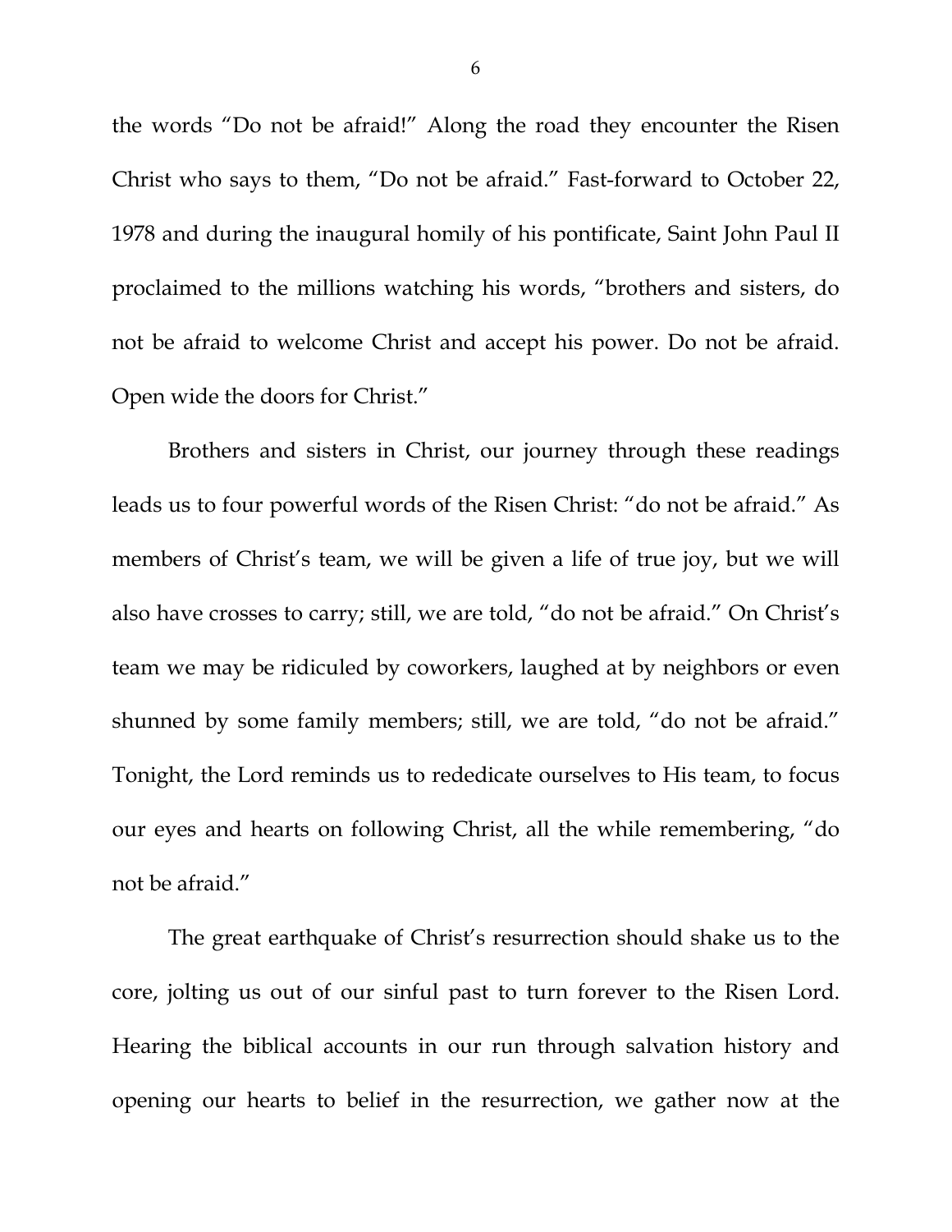the words "Do not be afraid!" Along the road they encounter the Risen Christ who says to them, "Do not be afraid." Fast-forward to October 22, 1978 and during the inaugural homily of his pontificate, Saint John Paul II proclaimed to the millions watching his words, "brothers and sisters, do not be afraid to welcome Christ and accept his power. Do not be afraid. Open wide the doors for Christ."

Brothers and sisters in Christ, our journey through these readings leads us to four powerful words of the Risen Christ: "do not be afraid." As members of Christ's team, we will be given a life of true joy, but we will also have crosses to carry; still, we are told, "do not be afraid." On Christ's team we may be ridiculed by coworkers, laughed at by neighbors or even shunned by some family members; still, we are told, "do not be afraid." Tonight, the Lord reminds us to rededicate ourselves to His team, to focus our eyes and hearts on following Christ, all the while remembering, "do not be afraid."

The great earthquake of Christ's resurrection should shake us to the core, jolting us out of our sinful past to turn forever to the Risen Lord. Hearing the biblical accounts in our run through salvation history and opening our hearts to belief in the resurrection, we gather now at the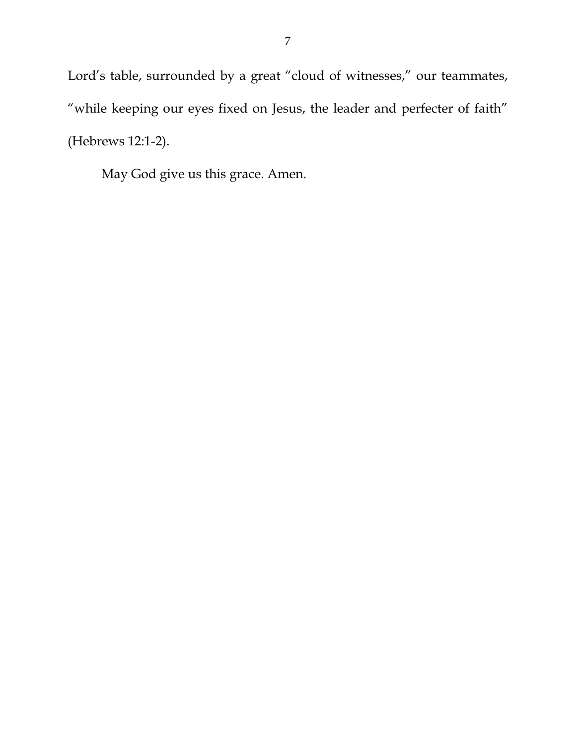Lord's table, surrounded by a great "cloud of witnesses," our teammates, "while keeping our eyes fixed on Jesus, the leader and perfecter of faith" (Hebrews 12:1-2).

May God give us this grace. Amen.